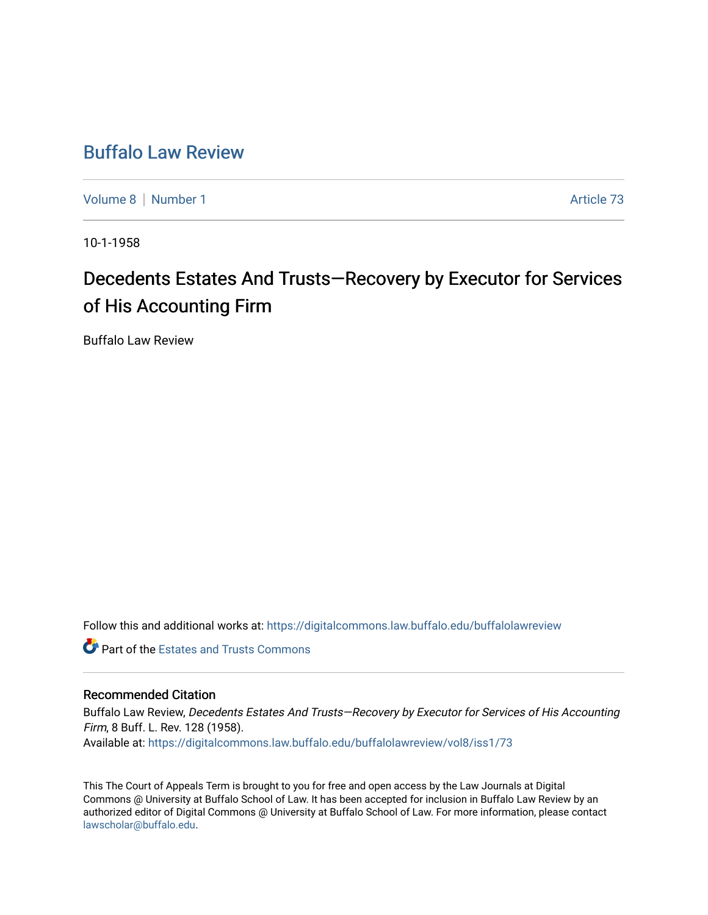# Buffalo Law Review

Volume 8 | Number 1 Article 73

10-1-1958

## Decedents Estates And Trusts—Recovery by Executor for Services of His Accounting Firm

Buffalo Law Review

Follow this and additional works at: https://digitalcommons.law.buffalo.edu/buffalolawreview

Part of the Estates and Trusts Commons

### Recommended Citation

Buffalo Law Review, *Decedents Estates And Trusts—Recovery by Executor for Services of His Accounting Firm*, 8 Buff. L. Rev. 128 (1958).
Available at: https://digitalcommons.law.buffalo.edu/buffalolawreview/vol8/iss1/73

This The Court of Appeals Term is brought to you for free and open access by the Law Journals at Digital Commons @ University at Buffalo School of Law. It has been accepted for inclusion in Buffalo Law Review by an authorized editor of Digital Commons @ University at Buffalo School of Law. For more information, please contact lawscholar@buffalo.edu.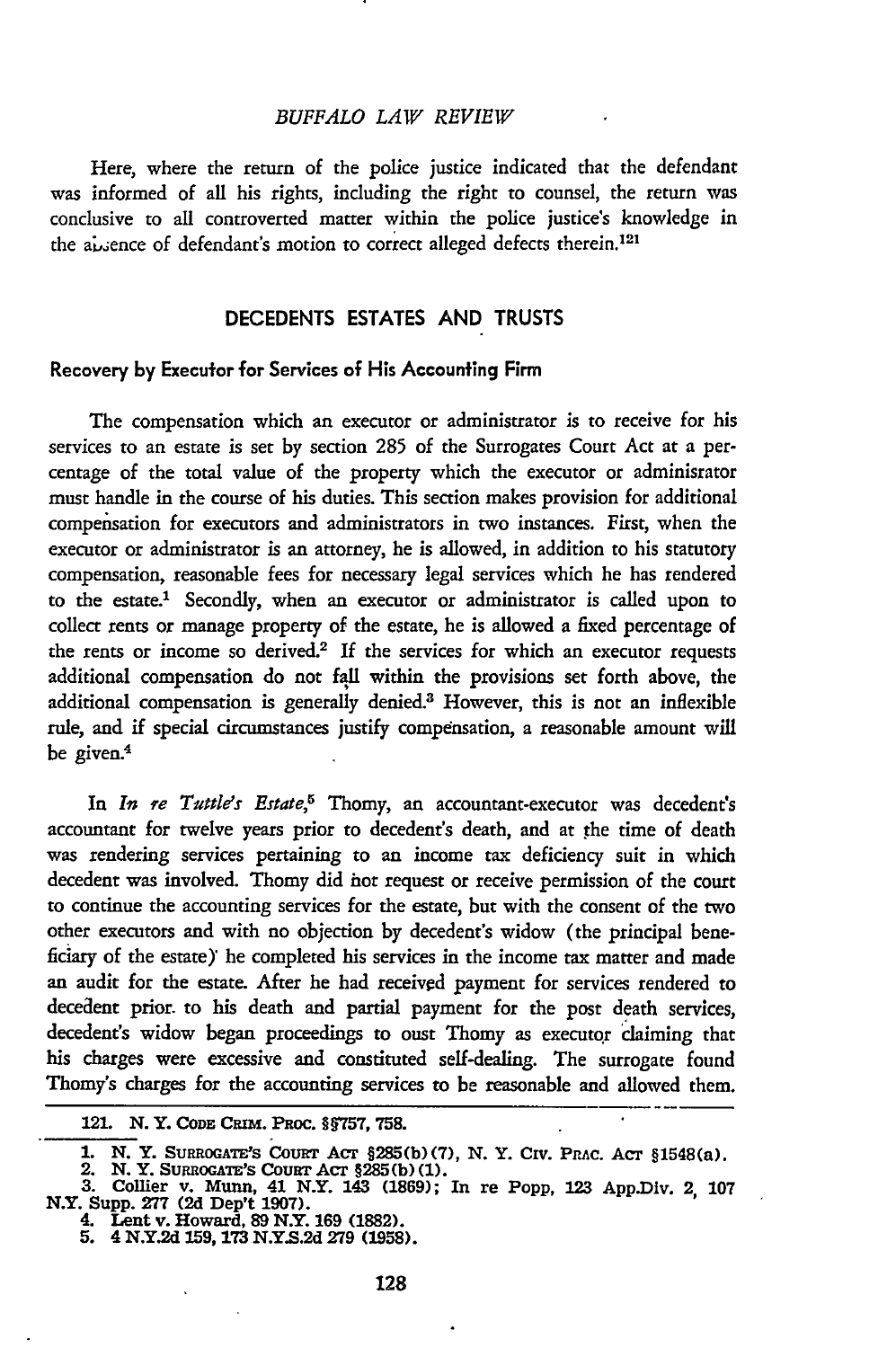Here, where the return of the police justice indicated that the defendant was informed of all his rights, including the right to counsel, the return was conclusive to all controverted matter within the police justice's knowledge in the absence of defendant's motion to correct alleged defects therein.[121]

## DECEDENTS ESTATES AND TRUSTS

### Recovery by Executor for Services of His Accounting Firm

The compensation which an executor or administrator is to receive for his services to an estate is set by section 285 of the Surrogates Court Act at a percentage of the total value of the property which the executor or adminisrator must handle in the course of his duties. This section makes provision for additional compensation for executors and administrators in two instances. First, when the executor or administrator is an attorney, he is allowed, in addition to his statutory compensation, reasonable fees for necessary legal services which he has rendered to the estate.[1] Secondly, when an executor or administrator is called upon to collect rents or manage property of the estate, he is allowed a fixed percentage of the rents or income so derived.[2] If the services for which an executor requests additional compensation do not fall within the provisions set forth above, the additional compensation is generally denied.[3] However, this is not an inflexible rule, and if special circumstances justify compensation, a reasonable amount will be given.[4]

In *In re Tuttle's Estate*,[5] Thomy, an accountant-executor was decedent's accountant for twelve years prior to decedent's death, and at the time of death was rendering services pertaining to an income tax deficiency suit in which decedent was involved. Thomy did not request or receive permission of the court to continue the accounting services for the estate, but with the consent of the two other executors and with no objection by decedent's widow (the principal beneficiary of the estate) he completed his services in the income tax matter and made an audit for the estate. After he had received payment for services rendered to decedent prior to his death and partial payment for the post death services, decedent's widow began proceedings to oust Thomy as executor claiming that his charges were excessive and constituted self-dealing. The surrogate found Thomy's charges for the accounting services to be reasonable and allowed them.

---

121. N. Y. CODE CRIM. PROC. §§757, 758.

1. N. Y. SURROGATE'S COURT ACT §285(b)(7), N. Y. CIV. PRAC. ACT §1548(a).
2. N. Y. SURROGATE'S COURT ACT §285(b)(1).
3. Collier v. Munn, 41 N.Y. 143 (1869); In re Popp, 123 App.Div. 2, 107 N.Y. Supp. 277 (2d Dep't 1907).
4. Lent v. Howard, 89 N.Y. 169 (1882).
5. 4 N.Y.2d 159, 173 N.Y.S.2d 279 (1958).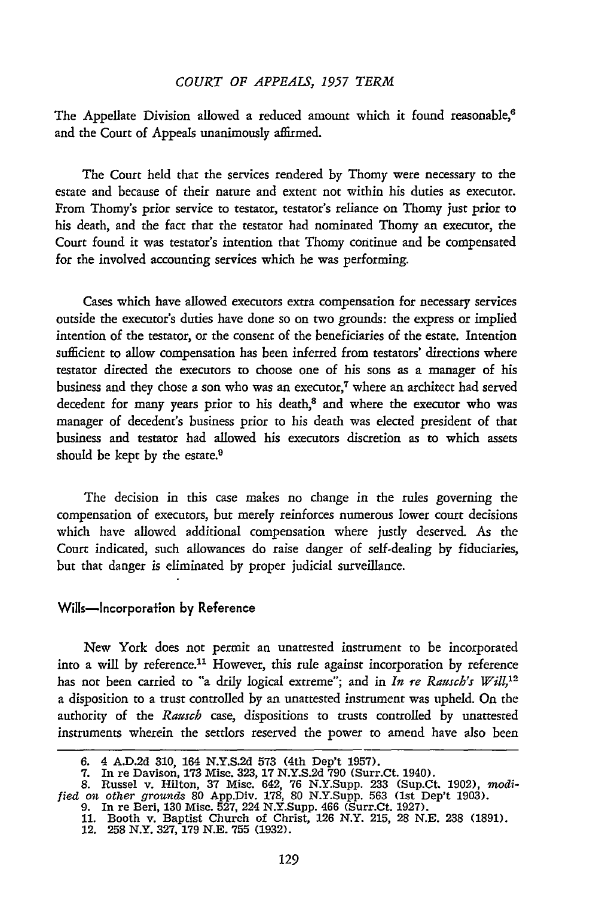The Appellate Division allowed a reduced amount which it found reasonable,[6] and the Court of Appeals unanimously affirmed.

The Court held that the services rendered by Thomy were necessary to the estate and because of their nature and extent not within his duties as executor. From Thomy's prior service to testator, testator's reliance on Thomy just prior to his death, and the fact that the testator had nominated Thomy an executor, the Court found it was testator's intention that Thomy continue and be compensated for the involved accounting services which he was performing.

Cases which have allowed executors extra compensation for necessary services outside the executor's duties have done so on two grounds: the express or implied intention of the testator, or the consent of the beneficiaries of the estate. Intention sufficient to allow compensation has been inferred from testators' directions where testator directed the executors to choose one of his sons as a manager of his business and they chose a son who was an executor,[7] where an architect had served decedent for many years prior to his death,[8] and where the executor who was manager of decedent's business prior to his death was elected president of that business and testator had allowed his executors discretion as to which assets should be kept by the estate.[9]

The decision in this case makes no change in the rules governing the compensation of executors, but merely reinforces numerous lower court decisions which have allowed additional compensation where justly deserved. As the Court indicated, such allowances do raise danger of self-dealing by fiduciaries, but that danger is eliminated by proper judicial surveillance.

### Wills—Incorporation by Reference

New York does not permit an unattested instrument to be incorporated into a will by reference.[11] However, this rule against incorporation by reference has not been carried to "a drily logical extreme"; and in *In re Rausch's Will*,[12] a disposition to a trust controlled by an unattested instrument was upheld. On the authority of the *Rausch* case, dispositions to trusts controlled by unattested instruments wherein the settlors reserved the power to amend have also been

---

6. 4 A.D.2d 310, 164 N.Y.S.2d 573 (4th Dep't 1957).
7. In re Davison, 173 Misc. 323, 17 N.Y.S.2d 790 (Surr.Ct. 1940).
8. Russel v. Hilton, 37 Misc. 642, 76 N.Y.Supp. 233 (Sup.Ct. 1902), *modified on other grounds* 80 App.Div. 178, 80 N.Y.Supp. 563 (1st Dep't 1903).
9. In re Beri, 130 Misc. 527, 224 N.Y.Supp. 466 (Surr.Ct. 1927).
11. Booth v. Baptist Church of Christ, 126 N.Y. 215, 28 N.E. 238 (1891).
12. 258 N.Y. 327, 179 N.E. 755 (1932).